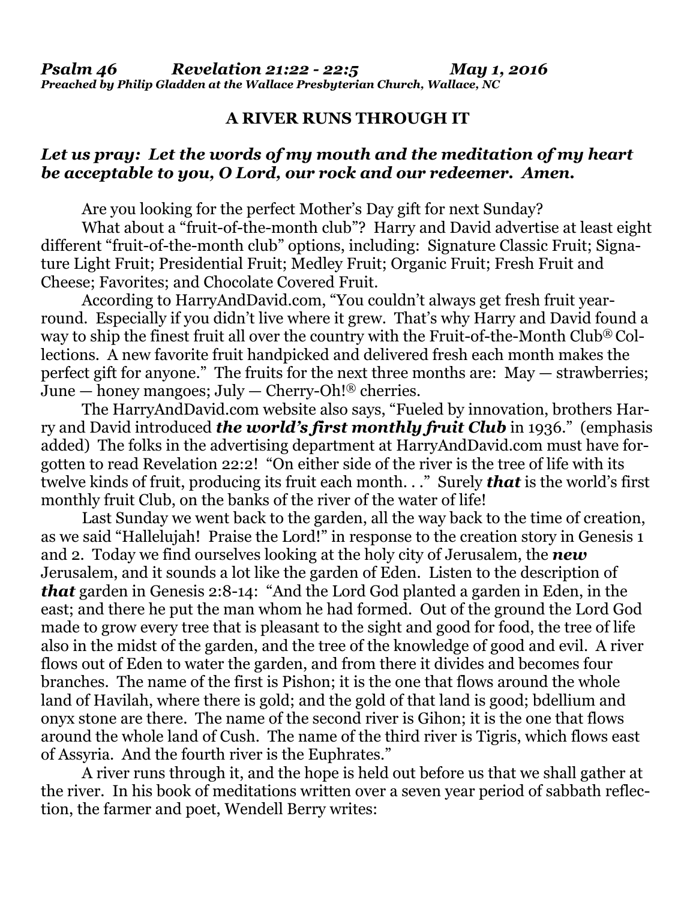***Psalm 46 Revelation 21:22 - 22:5 May 1, 2016***
***Preached by Philip Gladden at the Wallace Presbyterian Church, Wallace, NC***

## A RIVER RUNS THROUGH IT

***Let us pray: Let the words of my mouth and the meditation of my heart be acceptable to you, O Lord, our rock and our redeemer. Amen.***

Are you looking for the perfect Mother's Day gift for next Sunday?

What about a "fruit-of-the-month club"? Harry and David advertise at least eight different "fruit-of-the-month club" options, including: Signature Classic Fruit; Signature Light Fruit; Presidential Fruit; Medley Fruit; Organic Fruit; Fresh Fruit and Cheese; Favorites; and Chocolate Covered Fruit.

According to HarryAndDavid.com, "You couldn't always get fresh fruit year-round. Especially if you didn't live where it grew. That's why Harry and David found a way to ship the finest fruit all over the country with the Fruit-of-the-Month Club® Collections. A new favorite fruit handpicked and delivered fresh each month makes the perfect gift for anyone." The fruits for the next three months are: May — strawberries; June — honey mangoes; July — Cherry-Oh!® cherries.

The HarryAndDavid.com website also says, "Fueled by innovation, brothers Harry and David introduced ***the world's first monthly fruit Club*** in 1936." (emphasis added) The folks in the advertising department at HarryAndDavid.com must have forgotten to read Revelation 22:2! "On either side of the river is the tree of life with its twelve kinds of fruit, producing its fruit each month. . ." Surely ***that*** is the world's first monthly fruit Club, on the banks of the river of the water of life!

Last Sunday we went back to the garden, all the way back to the time of creation, as we said "Hallelujah! Praise the Lord!" in response to the creation story in Genesis 1 and 2. Today we find ourselves looking at the holy city of Jerusalem, the ***new*** Jerusalem, and it sounds a lot like the garden of Eden. Listen to the description of ***that*** garden in Genesis 2:8-14: "And the Lord God planted a garden in Eden, in the east; and there he put the man whom he had formed. Out of the ground the Lord God made to grow every tree that is pleasant to the sight and good for food, the tree of life also in the midst of the garden, and the tree of the knowledge of good and evil. A river flows out of Eden to water the garden, and from there it divides and becomes four branches. The name of the first is Pishon; it is the one that flows around the whole land of Havilah, where there is gold; and the gold of that land is good; bdellium and onyx stone are there. The name of the second river is Gihon; it is the one that flows around the whole land of Cush. The name of the third river is Tigris, which flows east of Assyria. And the fourth river is the Euphrates."

A river runs through it, and the hope is held out before us that we shall gather at the river. In his book of meditations written over a seven year period of sabbath reflection, the farmer and poet, Wendell Berry writes: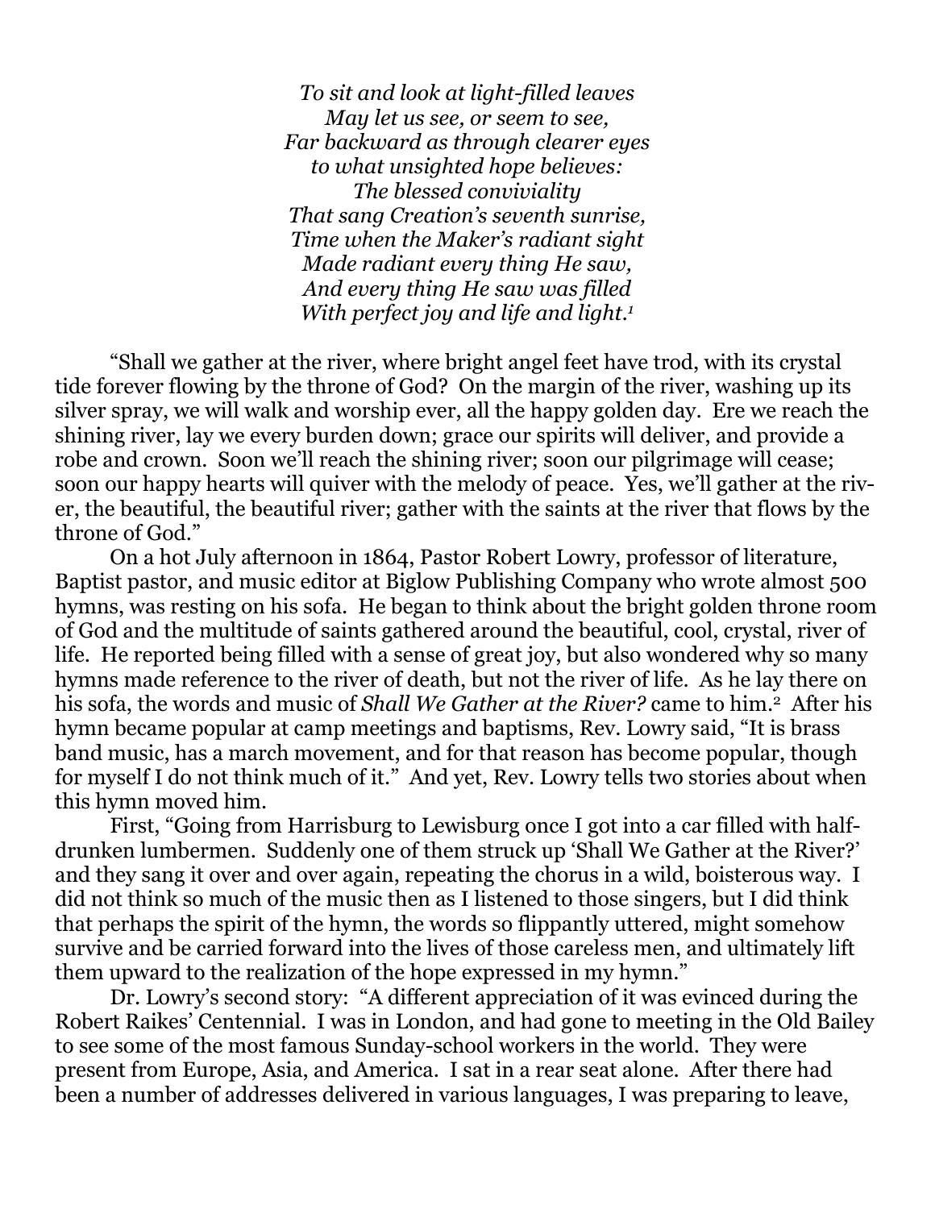*To sit and look at light-filled leaves*
*May let us see, or seem to see,*
*Far backward as through clearer eyes*
*to what unsighted hope believes:*
*The blessed conviviality*
*That sang Creation's seventh sunrise,*
*Time when the Maker's radiant sight*
*Made radiant every thing He saw,*
*And every thing He saw was filled*
*With perfect joy and life and light.*[1]

"Shall we gather at the river, where bright angel feet have trod, with its crystal tide forever flowing by the throne of God? On the margin of the river, washing up its silver spray, we will walk and worship ever, all the happy golden day. Ere we reach the shining river, lay we every burden down; grace our spirits will deliver, and provide a robe and crown. Soon we'll reach the shining river; soon our pilgrimage will cease; soon our happy hearts will quiver with the melody of peace. Yes, we'll gather at the river, the beautiful, the beautiful river; gather with the saints at the river that flows by the throne of God."

On a hot July afternoon in 1864, Pastor Robert Lowry, professor of literature, Baptist pastor, and music editor at Biglow Publishing Company who wrote almost 500 hymns, was resting on his sofa. He began to think about the bright golden throne room of God and the multitude of saints gathered around the beautiful, cool, crystal, river of life. He reported being filled with a sense of great joy, but also wondered why so many hymns made reference to the river of death, but not the river of life. As he lay there on his sofa, the words and music of *Shall We Gather at the River?* came to him.[2] After his hymn became popular at camp meetings and baptisms, Rev. Lowry said, "It is brass band music, has a march movement, and for that reason has become popular, though for myself I do not think much of it." And yet, Rev. Lowry tells two stories about when this hymn moved him.

First, "Going from Harrisburg to Lewisburg once I got into a car filled with half-drunken lumbermen. Suddenly one of them struck up 'Shall We Gather at the River?' and they sang it over and over again, repeating the chorus in a wild, boisterous way. I did not think so much of the music then as I listened to those singers, but I did think that perhaps the spirit of the hymn, the words so flippantly uttered, might somehow survive and be carried forward into the lives of those careless men, and ultimately lift them upward to the realization of the hope expressed in my hymn."

Dr. Lowry's second story: "A different appreciation of it was evinced during the Robert Raikes' Centennial. I was in London, and had gone to meeting in the Old Bailey to see some of the most famous Sunday-school workers in the world. They were present from Europe, Asia, and America. I sat in a rear seat alone. After there had been a number of addresses delivered in various languages, I was preparing to leave,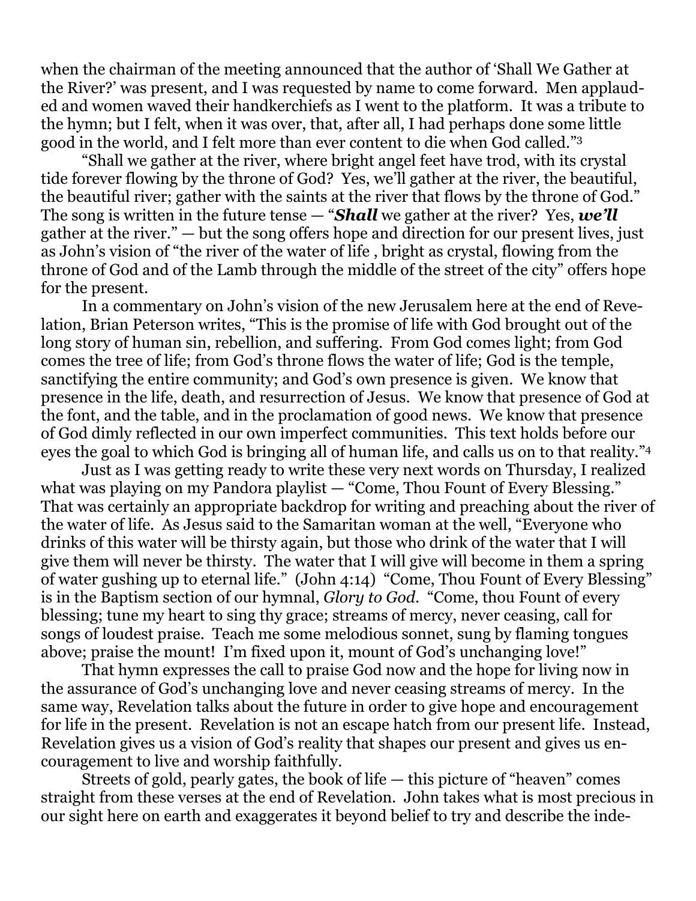when the chairman of the meeting announced that the author of 'Shall We Gather at the River?' was present, and I was requested by name to come forward. Men applauded and women waved their handkerchiefs as I went to the platform. It was a tribute to the hymn; but I felt, when it was over, that, after all, I had perhaps done some little good in the world, and I felt more than ever content to die when God called."[3]

"Shall we gather at the river, where bright angel feet have trod, with its crystal tide forever flowing by the throne of God? Yes, we'll gather at the river, the beautiful, the beautiful river; gather with the saints at the river that flows by the throne of God." The song is written in the future tense — "***Shall*** we gather at the river? Yes, ***we'll*** gather at the river." — but the song offers hope and direction for our present lives, just as John's vision of "the river of the water of life , bright as crystal, flowing from the throne of God and of the Lamb through the middle of the street of the city" offers hope for the present.

In a commentary on John's vision of the new Jerusalem here at the end of Revelation, Brian Peterson writes, "This is the promise of life with God brought out of the long story of human sin, rebellion, and suffering. From God comes light; from God comes the tree of life; from God's throne flows the water of life; God is the temple, sanctifying the entire community; and God's own presence is given. We know that presence in the life, death, and resurrection of Jesus. We know that presence of God at the font, and the table, and in the proclamation of good news. We know that presence of God dimly reflected in our own imperfect communities. This text holds before our eyes the goal to which God is bringing all of human life, and calls us on to that reality."[4]

Just as I was getting ready to write these very next words on Thursday, I realized what was playing on my Pandora playlist — "Come, Thou Fount of Every Blessing." That was certainly an appropriate backdrop for writing and preaching about the river of the water of life. As Jesus said to the Samaritan woman at the well, "Everyone who drinks of this water will be thirsty again, but those who drink of the water that I will give them will never be thirsty. The water that I will give will become in them a spring of water gushing up to eternal life." (John 4:14) "Come, Thou Fount of Every Blessing" is in the Baptism section of our hymnal, *Glory to God*. "Come, thou Fount of every blessing; tune my heart to sing thy grace; streams of mercy, never ceasing, call for songs of loudest praise. Teach me some melodious sonnet, sung by flaming tongues above; praise the mount! I'm fixed upon it, mount of God's unchanging love!"

That hymn expresses the call to praise God now and the hope for living now in the assurance of God's unchanging love and never ceasing streams of mercy. In the same way, Revelation talks about the future in order to give hope and encouragement for life in the present. Revelation is not an escape hatch from our present life. Instead, Revelation gives us a vision of God's reality that shapes our present and gives us encouragement to live and worship faithfully.

Streets of gold, pearly gates, the book of life — this picture of "heaven" comes straight from these verses at the end of Revelation. John takes what is most precious in our sight here on earth and exaggerates it beyond belief to try and describe the inde-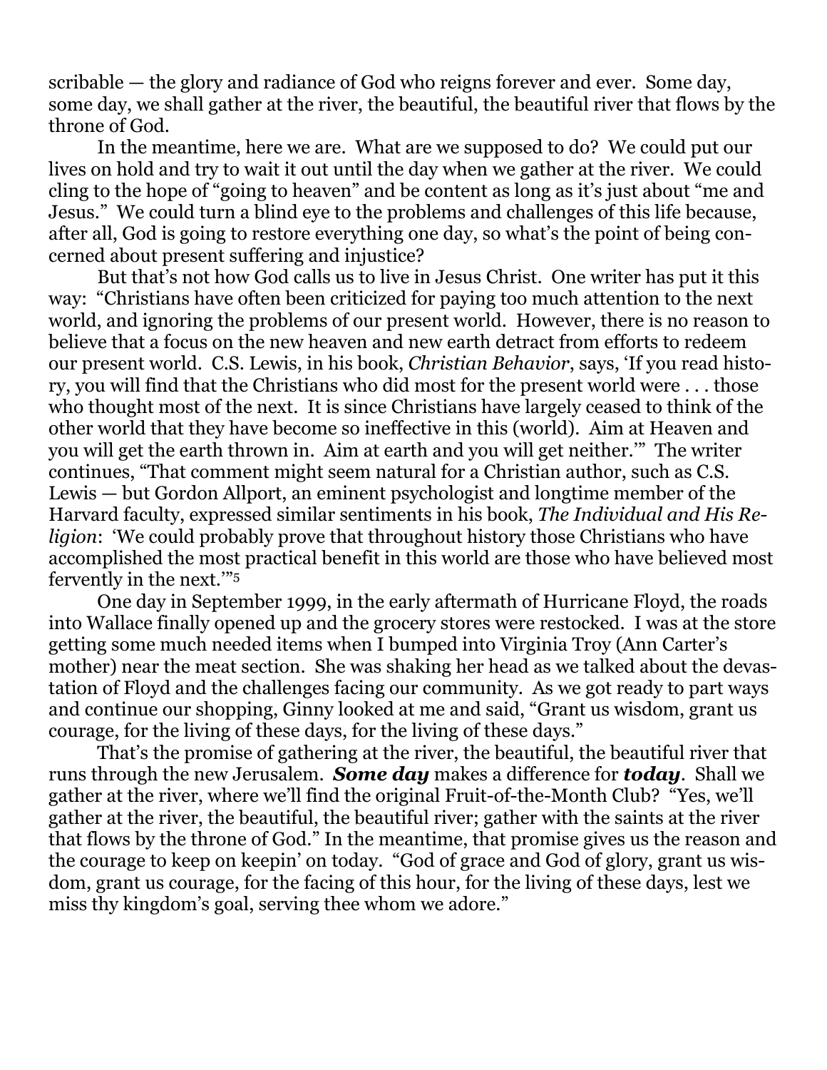scribable — the glory and radiance of God who reigns forever and ever. Some day, some day, we shall gather at the river, the beautiful, the beautiful river that flows by the throne of God.

In the meantime, here we are. What are we supposed to do? We could put our lives on hold and try to wait it out until the day when we gather at the river. We could cling to the hope of "going to heaven" and be content as long as it's just about "me and Jesus." We could turn a blind eye to the problems and challenges of this life because, after all, God is going to restore everything one day, so what's the point of being concerned about present suffering and injustice?

But that's not how God calls us to live in Jesus Christ. One writer has put it this way: "Christians have often been criticized for paying too much attention to the next world, and ignoring the problems of our present world. However, there is no reason to believe that a focus on the new heaven and new earth detract from efforts to redeem our present world. C.S. Lewis, in his book, *Christian Behavior*, says, 'If you read history, you will find that the Christians who did most for the present world were . . . those who thought most of the next. It is since Christians have largely ceased to think of the other world that they have become so ineffective in this (world). Aim at Heaven and you will get the earth thrown in. Aim at earth and you will get neither.'" The writer continues, "That comment might seem natural for a Christian author, such as C.S. Lewis — but Gordon Allport, an eminent psychologist and longtime member of the Harvard faculty, expressed similar sentiments in his book, *The Individual and His Religion*: 'We could probably prove that throughout history those Christians who have accomplished the most practical benefit in this world are those who have believed most fervently in the next.'"[5]

One day in September 1999, in the early aftermath of Hurricane Floyd, the roads into Wallace finally opened up and the grocery stores were restocked. I was at the store getting some much needed items when I bumped into Virginia Troy (Ann Carter's mother) near the meat section. She was shaking her head as we talked about the devastation of Floyd and the challenges facing our community. As we got ready to part ways and continue our shopping, Ginny looked at me and said, "Grant us wisdom, grant us courage, for the living of these days, for the living of these days."

That's the promise of gathering at the river, the beautiful, the beautiful river that runs through the new Jerusalem. ***Some day*** makes a difference for ***today***. Shall we gather at the river, where we'll find the original Fruit-of-the-Month Club? "Yes, we'll gather at the river, the beautiful, the beautiful river; gather with the saints at the river that flows by the throne of God." In the meantime, that promise gives us the reason and the courage to keep on keepin' on today. "God of grace and God of glory, grant us wisdom, grant us courage, for the facing of this hour, for the living of these days, lest we miss thy kingdom's goal, serving thee whom we adore."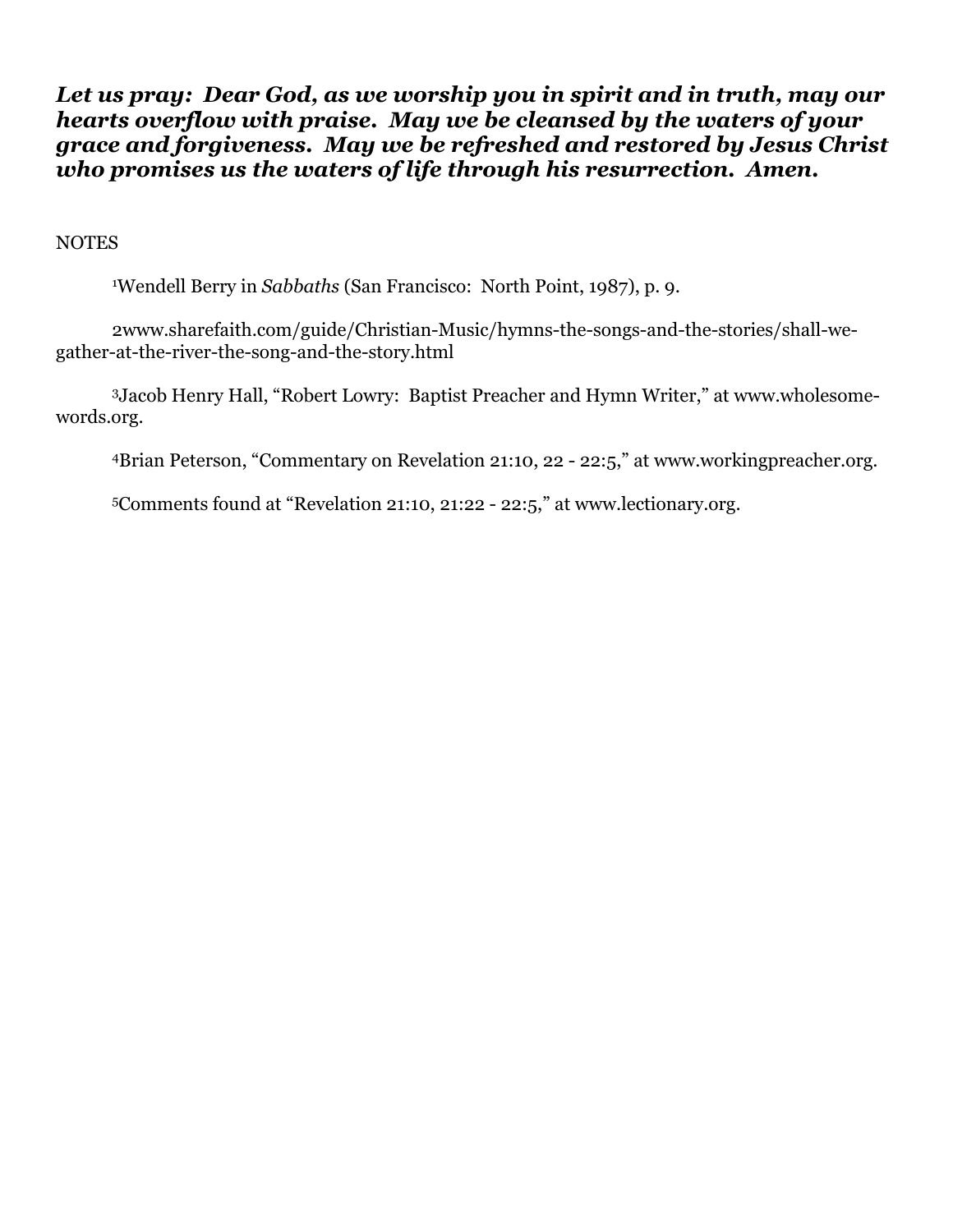***Let us pray: Dear God, as we worship you in spirit and in truth, may our hearts overflow with praise. May we be cleansed by the waters of your grace and forgiveness. May we be refreshed and restored by Jesus Christ who promises us the waters of life through his resurrection. Amen.***

NOTES

[1]Wendell Berry in *Sabbaths* (San Francisco: North Point, 1987), p. 9.

2www.sharefaith.com/guide/Christian-Music/hymns-the-songs-and-the-stories/shall-we-gather-at-the-river-the-song-and-the-story.html

[3]Jacob Henry Hall, "Robert Lowry: Baptist Preacher and Hymn Writer," at www.wholesome-words.org.

[4]Brian Peterson, "Commentary on Revelation 21:10, 22 - 22:5," at www.workingpreacher.org.

[5]Comments found at "Revelation 21:10, 21:22 - 22:5," at www.lectionary.org.